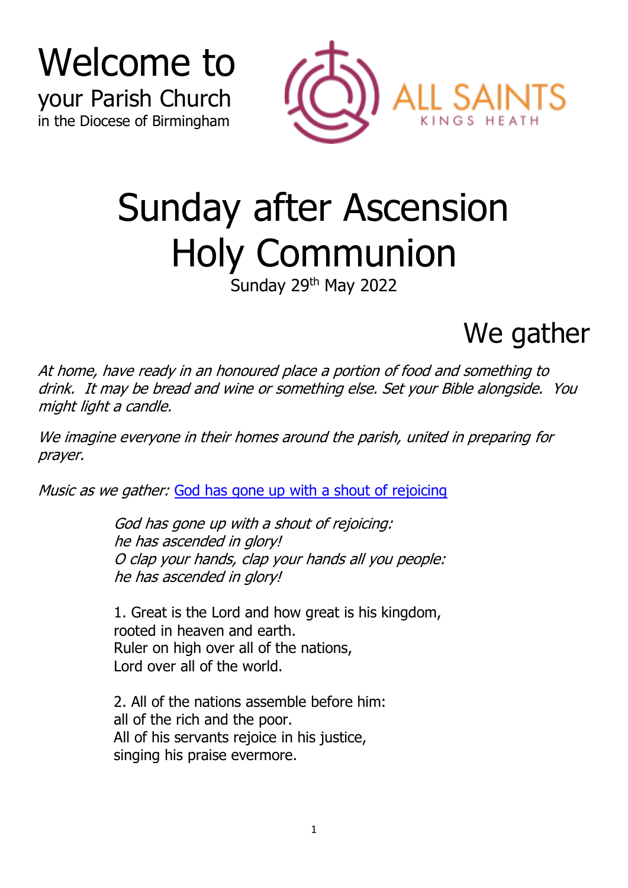# Welcome to

your Parish Church
in the Diocese of Birmingham

ALL SAINTS
KINGS HEATH

# Sunday after Ascension Holy Communion

Sunday 29th May 2022

## We gather

*At home, have ready in an honoured place a portion of food and something to drink. It may be bread and wine or something else. Set your Bible alongside. You might light a candle.*

*We imagine everyone in their homes around the parish, united in preparing for prayer.*

*Music as we gather:* God has gone up with a shout of rejoicing

*God has gone up with a shout of rejoicing:*
*he has ascended in glory!*
*O clap your hands, clap your hands all you people:*
*he has ascended in glory!*

1. Great is the Lord and how great is his kingdom,
rooted in heaven and earth.
Ruler on high over all of the nations,
Lord over all of the world.

2. All of the nations assemble before him:
all of the rich and the poor.
All of his servants rejoice in his justice,
singing his praise evermore.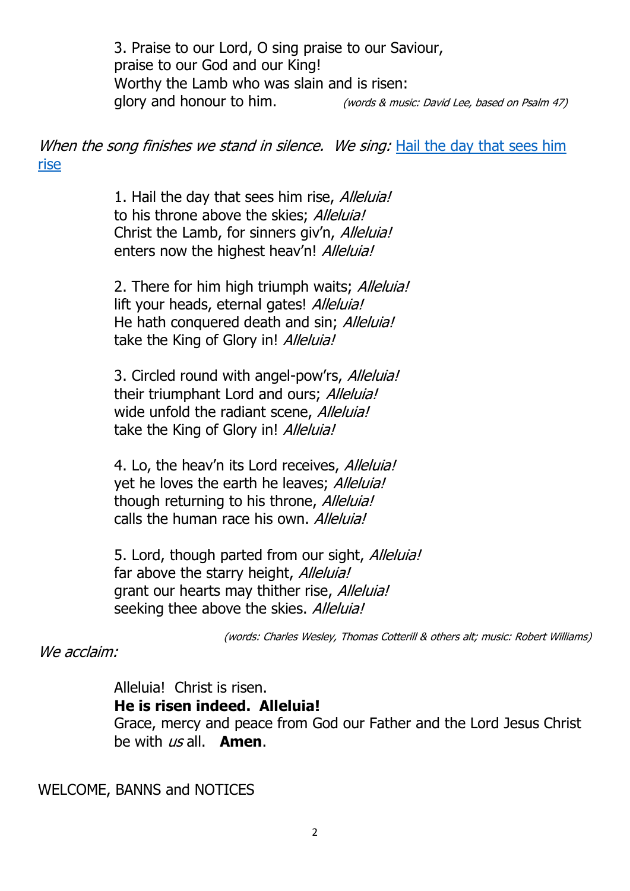3. Praise to our Lord, O sing praise to our Saviour,
praise to our God and our King!
Worthy the Lamb who was slain and is risen:
glory and honour to him. *(words & music: David Lee, based on Psalm 47)*

*When the song finishes we stand in silence. We sing:* Hail the day that sees him rise

1. Hail the day that sees him rise, *Alleluia!*
to his throne above the skies; *Alleluia!*
Christ the Lamb, for sinners giv'n, *Alleluia!*
enters now the highest heav'n! *Alleluia!*

2. There for him high triumph waits; *Alleluia!*
lift your heads, eternal gates! *Alleluia!*
He hath conquered death and sin; *Alleluia!*
take the King of Glory in! *Alleluia!*

3. Circled round with angel-pow'rs, *Alleluia!*
their triumphant Lord and ours; *Alleluia!*
wide unfold the radiant scene, *Alleluia!*
take the King of Glory in! *Alleluia!*

4. Lo, the heav'n its Lord receives, *Alleluia!*
yet he loves the earth he leaves; *Alleluia!*
though returning to his throne, *Alleluia!*
calls the human race his own. *Alleluia!*

5. Lord, though parted from our sight, *Alleluia!*
far above the starry height, *Alleluia!*
grant our hearts may thither rise, *Alleluia!*
seeking thee above the skies. *Alleluia!*

*(words: Charles Wesley, Thomas Cotterill & others alt; music: Robert Williams)*

*We acclaim:*

Alleluia! Christ is risen.
**He is risen indeed. Alleluia!**
Grace, mercy and peace from God our Father and the Lord Jesus Christ
be with *us* all. **Amen**.

WELCOME, BANNS and NOTICES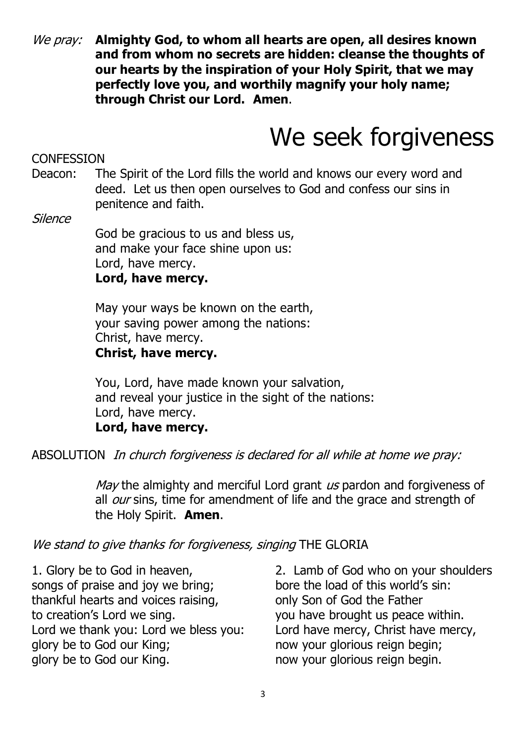*We pray:* **Almighty God, to whom all hearts are open, all desires known and from whom no secrets are hidden: cleanse the thoughts of our hearts by the inspiration of your Holy Spirit, that we may perfectly love you, and worthily magnify your holy name; through Christ our Lord. Amen**.

# We seek forgiveness

CONFESSION

Deacon: The Spirit of the Lord fills the world and knows our every word and deed. Let us then open ourselves to God and confess our sins in penitence and faith.

*Silence*

God be gracious to us and bless us,
and make your face shine upon us:
Lord, have mercy.
**Lord, have mercy.**

May your ways be known on the earth,
your saving power among the nations:
Christ, have mercy.
**Christ, have mercy.**

You, Lord, have made known your salvation,
and reveal your justice in the sight of the nations:
Lord, have mercy.
**Lord, have mercy.**

ABSOLUTION *In church forgiveness is declared for all while at home we pray:*

*May* the almighty and merciful Lord grant *us* pardon and forgiveness of all *our* sins, time for amendment of life and the grace and strength of the Holy Spirit. **Amen**.

*We stand to give thanks for forgiveness, singing* THE GLORIA

1. Glory be to God in heaven,
songs of praise and joy we bring;
thankful hearts and voices raising,
to creation's Lord we sing.
Lord we thank you: Lord we bless you:
glory be to God our King;
glory be to God our King.

2. Lamb of God who on your shoulders
bore the load of this world's sin:
only Son of God the Father
you have brought us peace within.
Lord have mercy, Christ have mercy,
now your glorious reign begin;
now your glorious reign begin.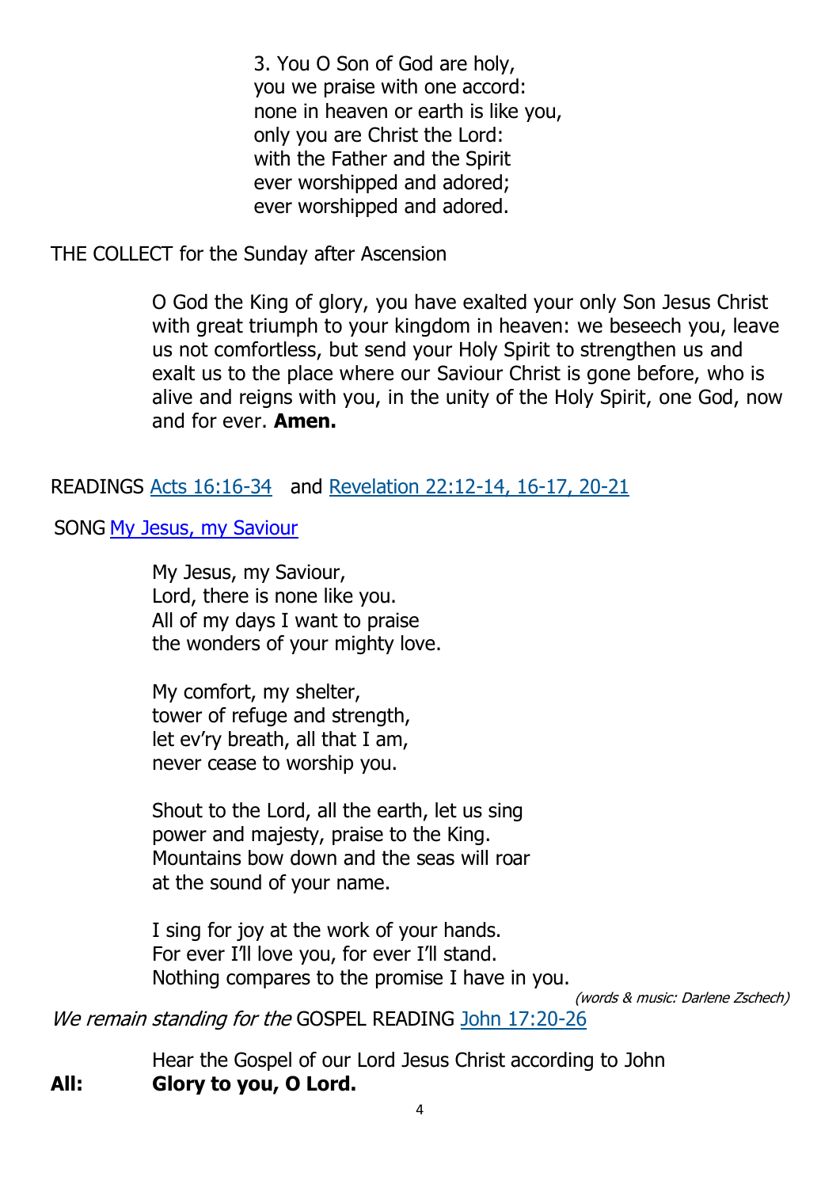3. You O Son of God are holy,
you we praise with one accord:
none in heaven or earth is like you,
only you are Christ the Lord:
with the Father and the Spirit
ever worshipped and adored;
ever worshipped and adored.

THE COLLECT for the Sunday after Ascension

O God the King of glory, you have exalted your only Son Jesus Christ with great triumph to your kingdom in heaven: we beseech you, leave us not comfortless, but send your Holy Spirit to strengthen us and exalt us to the place where our Saviour Christ is gone before, who is alive and reigns with you, in the unity of the Holy Spirit, one God, now and for ever. **Amen.**

READINGS Acts 16:16-34 and Revelation 22:12-14, 16-17, 20-21

SONG My Jesus, my Saviour

My Jesus, my Saviour,
Lord, there is none like you.
All of my days I want to praise
the wonders of your mighty love.

My comfort, my shelter,
tower of refuge and strength,
let ev'ry breath, all that I am,
never cease to worship you.

Shout to the Lord, all the earth, let us sing
power and majesty, praise to the King.
Mountains bow down and the seas will roar
at the sound of your name.

I sing for joy at the work of your hands.
For ever I'll love you, for ever I'll stand.
Nothing compares to the promise I have in you.

*(words & music: Darlene Zschech)*

*We remain standing for the* GOSPEL READING John 17:20-26

Hear the Gospel of our Lord Jesus Christ according to John

**All: Glory to you, O Lord.**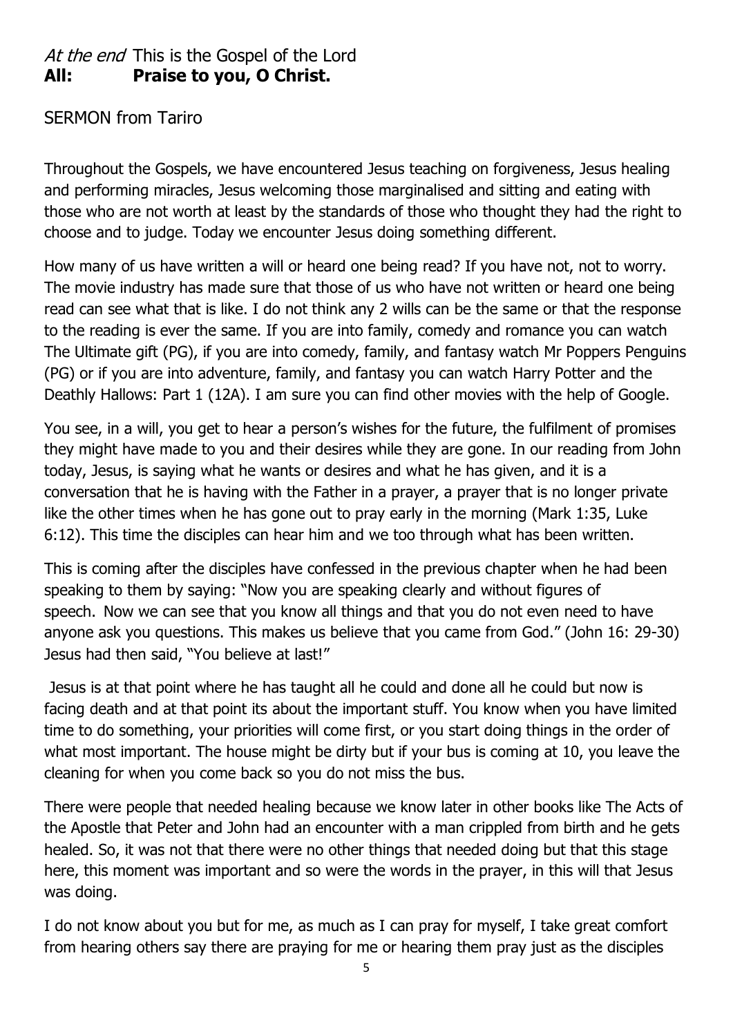*At the end* This is the Gospel of the Lord
**All: Praise to you, O Christ.**

SERMON from Tariro

Throughout the Gospels, we have encountered Jesus teaching on forgiveness, Jesus healing and performing miracles, Jesus welcoming those marginalised and sitting and eating with those who are not worth at least by the standards of those who thought they had the right to choose and to judge. Today we encounter Jesus doing something different.

How many of us have written a will or heard one being read? If you have not, not to worry. The movie industry has made sure that those of us who have not written or heard one being read can see what that is like. I do not think any 2 wills can be the same or that the response to the reading is ever the same. If you are into family, comedy and romance you can watch The Ultimate gift (PG), if you are into comedy, family, and fantasy watch Mr Poppers Penguins (PG) or if you are into adventure, family, and fantasy you can watch Harry Potter and the Deathly Hallows: Part 1 (12A). I am sure you can find other movies with the help of Google.

You see, in a will, you get to hear a person's wishes for the future, the fulfilment of promises they might have made to you and their desires while they are gone. In our reading from John today, Jesus, is saying what he wants or desires and what he has given, and it is a conversation that he is having with the Father in a prayer, a prayer that is no longer private like the other times when he has gone out to pray early in the morning (Mark 1:35, Luke 6:12). This time the disciples can hear him and we too through what has been written.

This is coming after the disciples have confessed in the previous chapter when he had been speaking to them by saying: "Now you are speaking clearly and without figures of speech. Now we can see that you know all things and that you do not even need to have anyone ask you questions. This makes us believe that you came from God." (John 16: 29-30) Jesus had then said, "You believe at last!"

Jesus is at that point where he has taught all he could and done all he could but now is facing death and at that point its about the important stuff. You know when you have limited time to do something, your priorities will come first, or you start doing things in the order of what most important. The house might be dirty but if your bus is coming at 10, you leave the cleaning for when you come back so you do not miss the bus.

There were people that needed healing because we know later in other books like The Acts of the Apostle that Peter and John had an encounter with a man crippled from birth and he gets healed. So, it was not that there were no other things that needed doing but that this stage here, this moment was important and so were the words in the prayer, in this will that Jesus was doing.

I do not know about you but for me, as much as I can pray for myself, I take great comfort from hearing others say there are praying for me or hearing them pray just as the disciples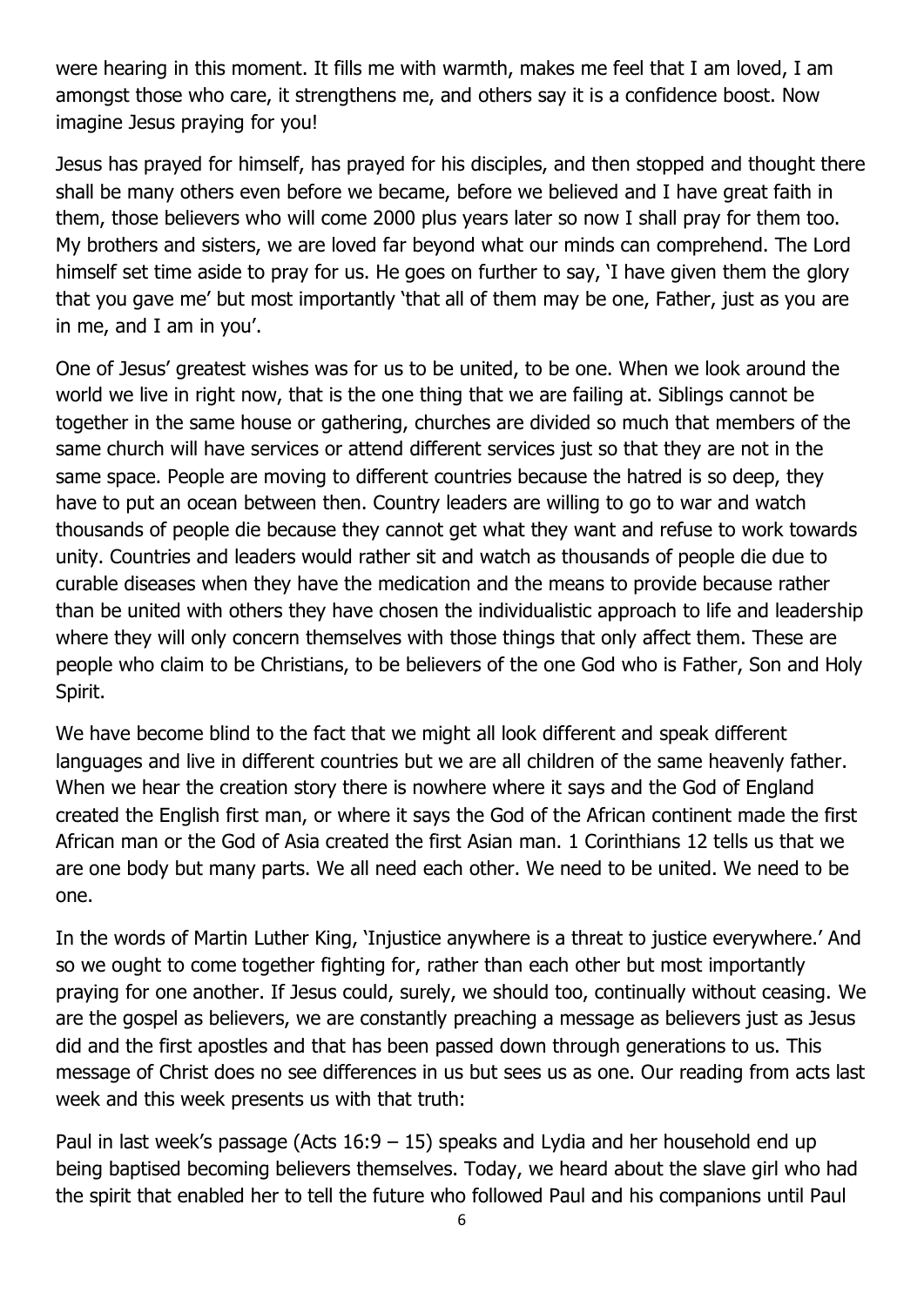were hearing in this moment. It fills me with warmth, makes me feel that I am loved, I am amongst those who care, it strengthens me, and others say it is a confidence boost. Now imagine Jesus praying for you!

Jesus has prayed for himself, has prayed for his disciples, and then stopped and thought there shall be many others even before we became, before we believed and I have great faith in them, those believers who will come 2000 plus years later so now I shall pray for them too. My brothers and sisters, we are loved far beyond what our minds can comprehend. The Lord himself set time aside to pray for us. He goes on further to say, 'I have given them the glory that you gave me' but most importantly 'that all of them may be one, Father, just as you are in me, and I am in you'.

One of Jesus' greatest wishes was for us to be united, to be one. When we look around the world we live in right now, that is the one thing that we are failing at. Siblings cannot be together in the same house or gathering, churches are divided so much that members of the same church will have services or attend different services just so that they are not in the same space. People are moving to different countries because the hatred is so deep, they have to put an ocean between then. Country leaders are willing to go to war and watch thousands of people die because they cannot get what they want and refuse to work towards unity. Countries and leaders would rather sit and watch as thousands of people die due to curable diseases when they have the medication and the means to provide because rather than be united with others they have chosen the individualistic approach to life and leadership where they will only concern themselves with those things that only affect them. These are people who claim to be Christians, to be believers of the one God who is Father, Son and Holy Spirit.

We have become blind to the fact that we might all look different and speak different languages and live in different countries but we are all children of the same heavenly father. When we hear the creation story there is nowhere where it says and the God of England created the English first man, or where it says the God of the African continent made the first African man or the God of Asia created the first Asian man. 1 Corinthians 12 tells us that we are one body but many parts. We all need each other. We need to be united. We need to be one.

In the words of Martin Luther King, 'Injustice anywhere is a threat to justice everywhere.' And so we ought to come together fighting for, rather than each other but most importantly praying for one another. If Jesus could, surely, we should too, continually without ceasing. We are the gospel as believers, we are constantly preaching a message as believers just as Jesus did and the first apostles and that has been passed down through generations to us. This message of Christ does no see differences in us but sees us as one. Our reading from acts last week and this week presents us with that truth:

Paul in last week's passage (Acts 16:9 – 15) speaks and Lydia and her household end up being baptised becoming believers themselves. Today, we heard about the slave girl who had the spirit that enabled her to tell the future who followed Paul and his companions until Paul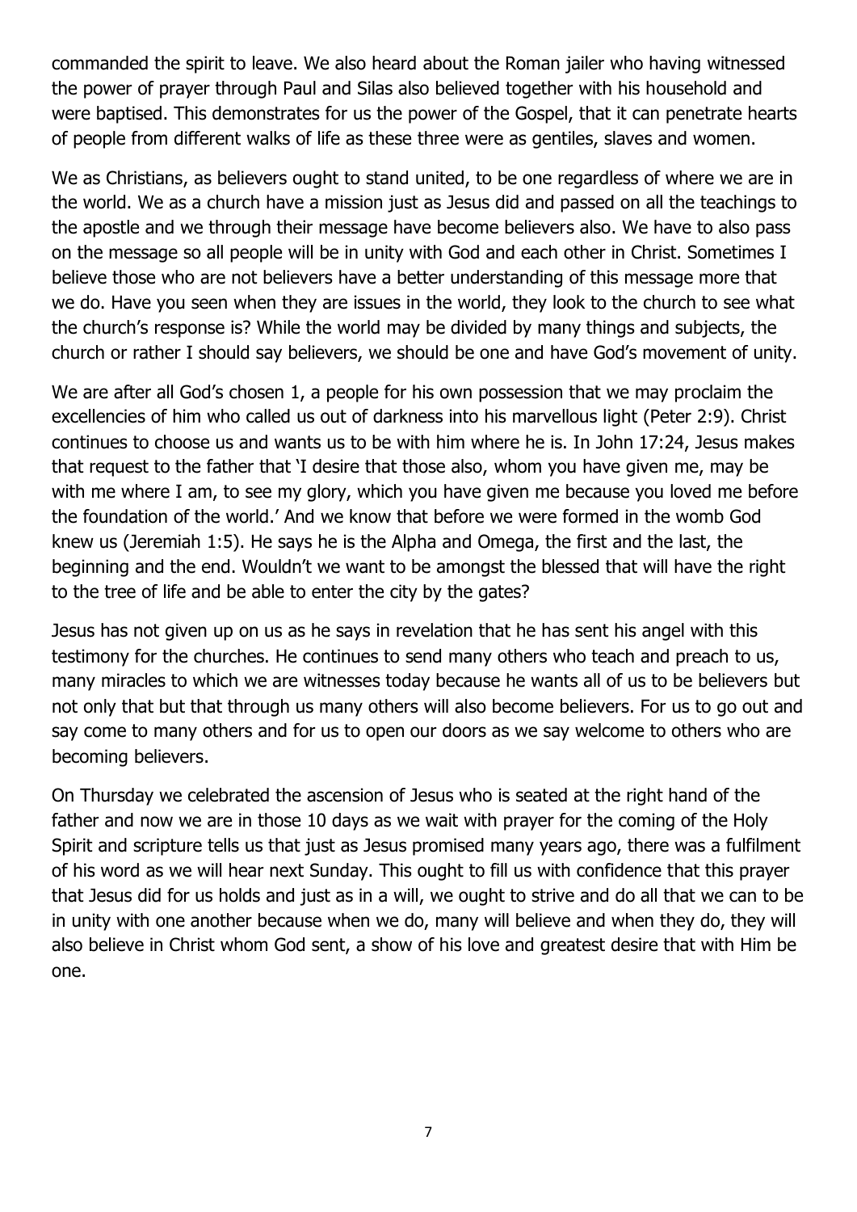commanded the spirit to leave. We also heard about the Roman jailer who having witnessed the power of prayer through Paul and Silas also believed together with his household and were baptised. This demonstrates for us the power of the Gospel, that it can penetrate hearts of people from different walks of life as these three were as gentiles, slaves and women.

We as Christians, as believers ought to stand united, to be one regardless of where we are in the world. We as a church have a mission just as Jesus did and passed on all the teachings to the apostle and we through their message have become believers also. We have to also pass on the message so all people will be in unity with God and each other in Christ. Sometimes I believe those who are not believers have a better understanding of this message more that we do. Have you seen when they are issues in the world, they look to the church to see what the church's response is? While the world may be divided by many things and subjects, the church or rather I should say believers, we should be one and have God's movement of unity.

We are after all God's chosen 1, a people for his own possession that we may proclaim the excellencies of him who called us out of darkness into his marvellous light (Peter 2:9). Christ continues to choose us and wants us to be with him where he is. In John 17:24, Jesus makes that request to the father that 'I desire that those also, whom you have given me, may be with me where I am, to see my glory, which you have given me because you loved me before the foundation of the world.' And we know that before we were formed in the womb God knew us (Jeremiah 1:5). He says he is the Alpha and Omega, the first and the last, the beginning and the end. Wouldn't we want to be amongst the blessed that will have the right to the tree of life and be able to enter the city by the gates?

Jesus has not given up on us as he says in revelation that he has sent his angel with this testimony for the churches. He continues to send many others who teach and preach to us, many miracles to which we are witnesses today because he wants all of us to be believers but not only that but that through us many others will also become believers. For us to go out and say come to many others and for us to open our doors as we say welcome to others who are becoming believers.

On Thursday we celebrated the ascension of Jesus who is seated at the right hand of the father and now we are in those 10 days as we wait with prayer for the coming of the Holy Spirit and scripture tells us that just as Jesus promised many years ago, there was a fulfilment of his word as we will hear next Sunday. This ought to fill us with confidence that this prayer that Jesus did for us holds and just as in a will, we ought to strive and do all that we can to be in unity with one another because when we do, many will believe and when they do, they will also believe in Christ whom God sent, a show of his love and greatest desire that with Him be one.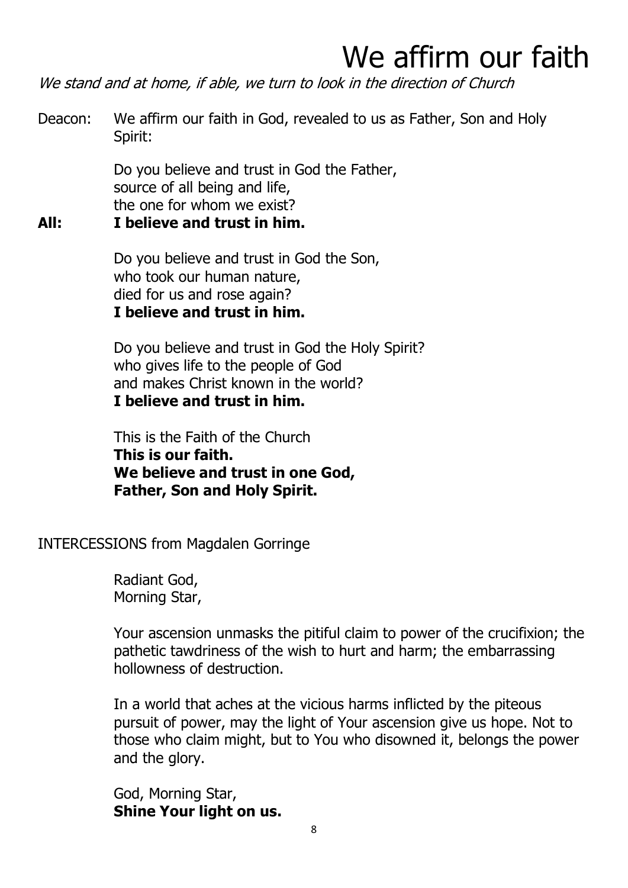# We affirm our faith

*We stand and at home, if able, we turn to look in the direction of Church*

Deacon: We affirm our faith in God, revealed to us as Father, Son and Holy Spirit:

Do you believe and trust in God the Father,
source of all being and life,
the one for whom we exist?

**All: I believe and trust in him.**

Do you believe and trust in God the Son,
who took our human nature,
died for us and rose again?
**I believe and trust in him.**

Do you believe and trust in God the Holy Spirit?
who gives life to the people of God
and makes Christ known in the world?
**I believe and trust in him.**

This is the Faith of the Church
**This is our faith.**
**We believe and trust in one God,**
**Father, Son and Holy Spirit.**

INTERCESSIONS from Magdalen Gorringe

Radiant God,
Morning Star,

Your ascension unmasks the pitiful claim to power of the crucifixion; the pathetic tawdriness of the wish to hurt and harm; the embarrassing hollowness of destruction.

In a world that aches at the vicious harms inflicted by the piteous pursuit of power, may the light of Your ascension give us hope. Not to those who claim might, but to You who disowned it, belongs the power and the glory.

God, Morning Star,
**Shine Your light on us.**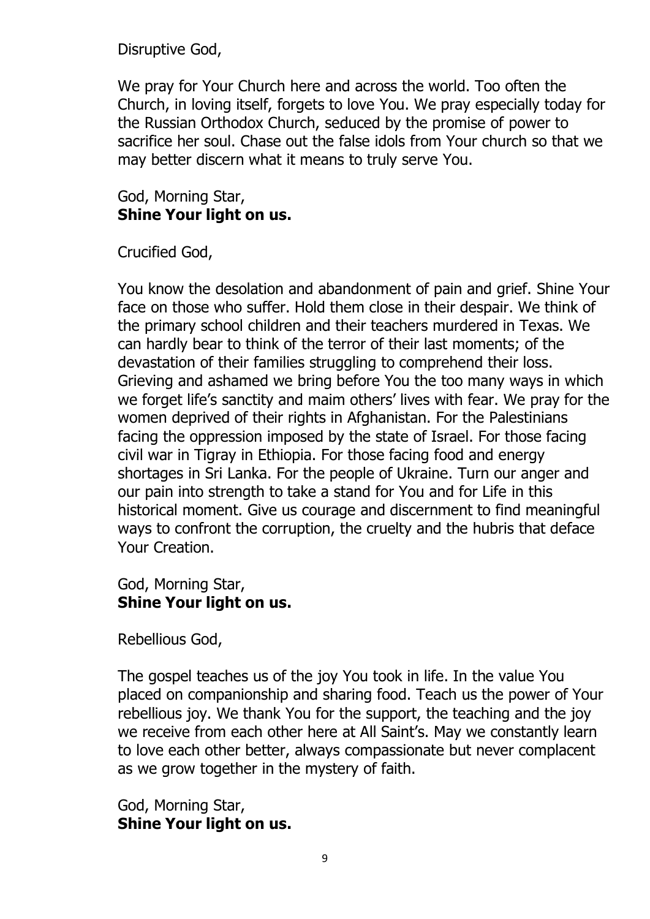Disruptive God,

We pray for Your Church here and across the world. Too often the Church, in loving itself, forgets to love You. We pray especially today for the Russian Orthodox Church, seduced by the promise of power to sacrifice her soul. Chase out the false idols from Your church so that we may better discern what it means to truly serve You.

God, Morning Star,
**Shine Your light on us.**

Crucified God,

You know the desolation and abandonment of pain and grief. Shine Your face on those who suffer. Hold them close in their despair. We think of the primary school children and their teachers murdered in Texas. We can hardly bear to think of the terror of their last moments; of the devastation of their families struggling to comprehend their loss. Grieving and ashamed we bring before You the too many ways in which we forget life's sanctity and maim others' lives with fear. We pray for the women deprived of their rights in Afghanistan. For the Palestinians facing the oppression imposed by the state of Israel. For those facing civil war in Tigray in Ethiopia. For those facing food and energy shortages in Sri Lanka. For the people of Ukraine. Turn our anger and our pain into strength to take a stand for You and for Life in this historical moment. Give us courage and discernment to find meaningful ways to confront the corruption, the cruelty and the hubris that deface Your Creation.

God, Morning Star,
**Shine Your light on us.**

Rebellious God,

The gospel teaches us of the joy You took in life. In the value You placed on companionship and sharing food. Teach us the power of Your rebellious joy. We thank You for the support, the teaching and the joy we receive from each other here at All Saint's. May we constantly learn to love each other better, always compassionate but never complacent as we grow together in the mystery of faith.

God, Morning Star,
**Shine Your light on us.**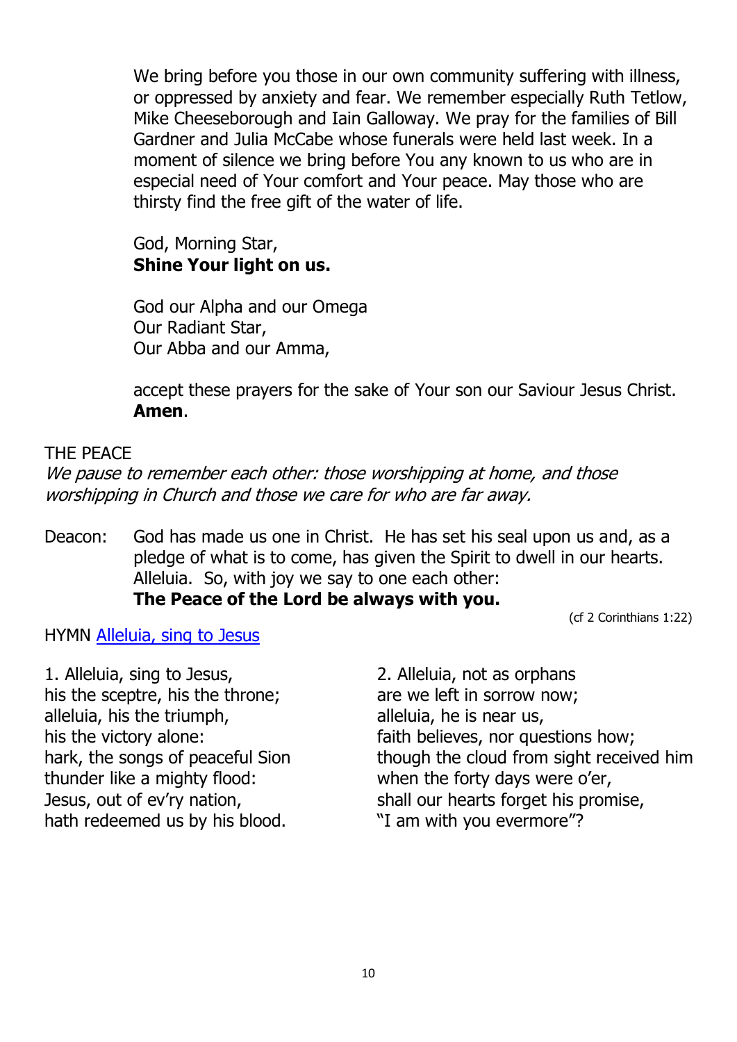We bring before you those in our own community suffering with illness, or oppressed by anxiety and fear. We remember especially Ruth Tetlow, Mike Cheeseborough and Iain Galloway. We pray for the families of Bill Gardner and Julia McCabe whose funerals were held last week. In a moment of silence we bring before You any known to us who are in especial need of Your comfort and Your peace. May those who are thirsty find the free gift of the water of life.

God, Morning Star,
**Shine Your light on us.**

God our Alpha and our Omega
Our Radiant Star,
Our Abba and our Amma,

accept these prayers for the sake of Your son our Saviour Jesus Christ.
**Amen**.

THE PEACE

*We pause to remember each other: those worshipping at home, and those worshipping in Church and those we care for who are far away.*

Deacon: God has made us one in Christ. He has set his seal upon us and, as a pledge of what is to come, has given the Spirit to dwell in our hearts. Alleluia. So, with joy we say to one each other:
**The Peace of the Lord be always with you.**

(cf 2 Corinthians 1:22)

HYMN Alleluia, sing to Jesus

1. Alleluia, sing to Jesus,
his the sceptre, his the throne;
alleluia, his the triumph,
his the victory alone:
hark, the songs of peaceful Sion
thunder like a mighty flood:
Jesus, out of ev'ry nation,
hath redeemed us by his blood.

2. Alleluia, not as orphans
are we left in sorrow now;
alleluia, he is near us,
faith believes, nor questions how;
though the cloud from sight received him
when the forty days were o'er,
shall our hearts forget his promise,
"I am with you evermore"?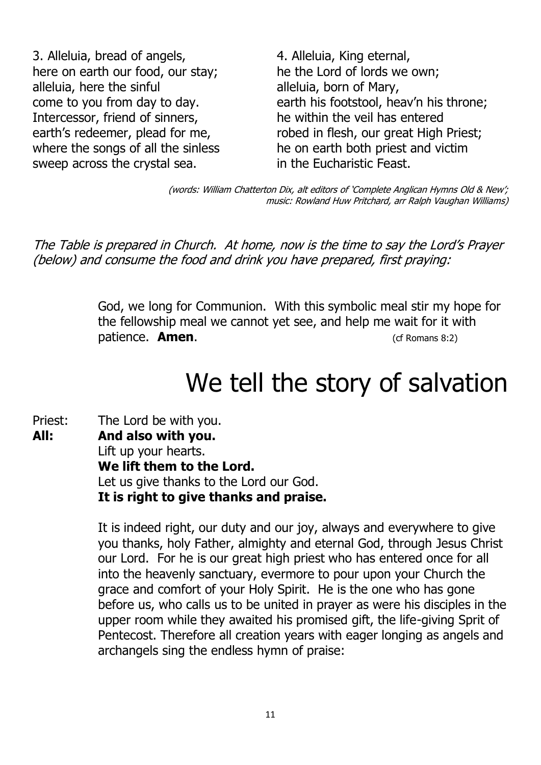3. Alleluia, bread of angels,
here on earth our food, our stay;
alleluia, here the sinful
come to you from day to day.
Intercessor, friend of sinners,
earth's redeemer, plead for me,
where the songs of all the sinless
sweep across the crystal sea.

4. Alleluia, King eternal,
he the Lord of lords we own;
alleluia, born of Mary,
earth his footstool, heav'n his throne;
he within the veil has entered
robed in flesh, our great High Priest;
he on earth both priest and victim
in the Eucharistic Feast.

*(words: William Chatterton Dix, alt editors of 'Complete Anglican Hymns Old & New'; music: Rowland Huw Pritchard, arr Ralph Vaughan Williams)*

*The Table is prepared in Church. At home, now is the time to say the Lord's Prayer (below) and consume the food and drink you have prepared, first praying:*

God, we long for Communion. With this symbolic meal stir my hope for the fellowship meal we cannot yet see, and help me wait for it with patience. **Amen**. (cf Romans 8:2)

# We tell the story of salvation

Priest: The Lord be with you.
**All: And also with you.**
Lift up your hearts.
**We lift them to the Lord.**
Let us give thanks to the Lord our God.
**It is right to give thanks and praise.**

It is indeed right, our duty and our joy, always and everywhere to give you thanks, holy Father, almighty and eternal God, through Jesus Christ our Lord. For he is our great high priest who has entered once for all into the heavenly sanctuary, evermore to pour upon your Church the grace and comfort of your Holy Spirit. He is the one who has gone before us, who calls us to be united in prayer as were his disciples in the upper room while they awaited his promised gift, the life-giving Sprit of Pentecost. Therefore all creation years with eager longing as angels and archangels sing the endless hymn of praise: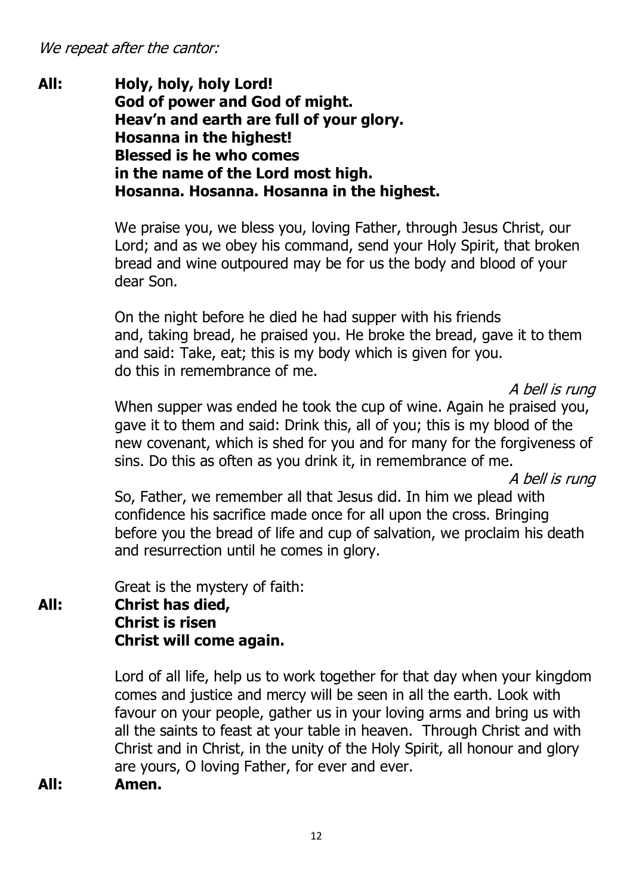*We repeat after the cantor:*

**All:** **Holy, holy, holy Lord!**
**God of power and God of might.**
**Heav'n and earth are full of your glory.**
**Hosanna in the highest!**
**Blessed is he who comes**
**in the name of the Lord most high.**
**Hosanna. Hosanna. Hosanna in the highest.**

We praise you, we bless you, loving Father, through Jesus Christ, our Lord; and as we obey his command, send your Holy Spirit, that broken bread and wine outpoured may be for us the body and blood of your dear Son.

On the night before he died he had supper with his friends and, taking bread, he praised you. He broke the bread, gave it to them and said: Take, eat; this is my body which is given for you. do this in remembrance of me.

*A bell is rung*

When supper was ended he took the cup of wine. Again he praised you, gave it to them and said: Drink this, all of you; this is my blood of the new covenant, which is shed for you and for many for the forgiveness of sins. Do this as often as you drink it, in remembrance of me.

*A bell is rung*

So, Father, we remember all that Jesus did. In him we plead with confidence his sacrifice made once for all upon the cross. Bringing before you the bread of life and cup of salvation, we proclaim his death and resurrection until he comes in glory.

Great is the mystery of faith:

**All:** **Christ has died,**
**Christ is risen**
**Christ will come again.**

Lord of all life, help us to work together for that day when your kingdom comes and justice and mercy will be seen in all the earth. Look with favour on your people, gather us in your loving arms and bring us with all the saints to feast at your table in heaven. Through Christ and with Christ and in Christ, in the unity of the Holy Spirit, all honour and glory are yours, O loving Father, for ever and ever.

**All:** **Amen.**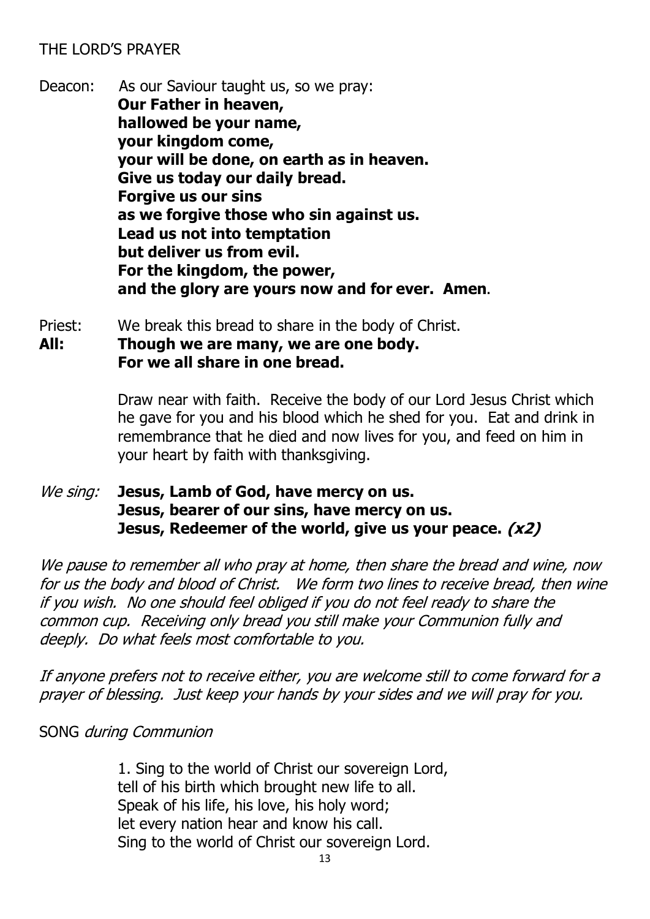THE LORD'S PRAYER

Deacon: As our Saviour taught us, so we pray:
**Our Father in heaven,**
**hallowed be your name,**
**your kingdom come,**
**your will be done, on earth as in heaven.**
**Give us today our daily bread.**
**Forgive us our sins**
**as we forgive those who sin against us.**
**Lead us not into temptation**
**but deliver us from evil.**
**For the kingdom, the power,**
**and the glory are yours now and for ever. Amen**.

Priest: We break this bread to share in the body of Christ.
**All: Though we are many, we are one body.**
**For we all share in one bread.**

Draw near with faith. Receive the body of our Lord Jesus Christ which he gave for you and his blood which he shed for you. Eat and drink in remembrance that he died and now lives for you, and feed on him in your heart by faith with thanksgiving.

*We sing:* **Jesus, Lamb of God, have mercy on us.**
**Jesus, bearer of our sins, have mercy on us.**
**Jesus, Redeemer of the world, give us your peace. *(x2)***

*We pause to remember all who pray at home, then share the bread and wine, now for us the body and blood of Christ. We form two lines to receive bread, then wine if you wish. No one should feel obliged if you do not feel ready to share the common cup. Receiving only bread you still make your Communion fully and deeply. Do what feels most comfortable to you.*

*If anyone prefers not to receive either, you are welcome still to come forward for a prayer of blessing. Just keep your hands by your sides and we will pray for you.*

SONG *during Communion*

1. Sing to the world of Christ our sovereign Lord,
tell of his birth which brought new life to all.
Speak of his life, his love, his holy word;
let every nation hear and know his call.
Sing to the world of Christ our sovereign Lord.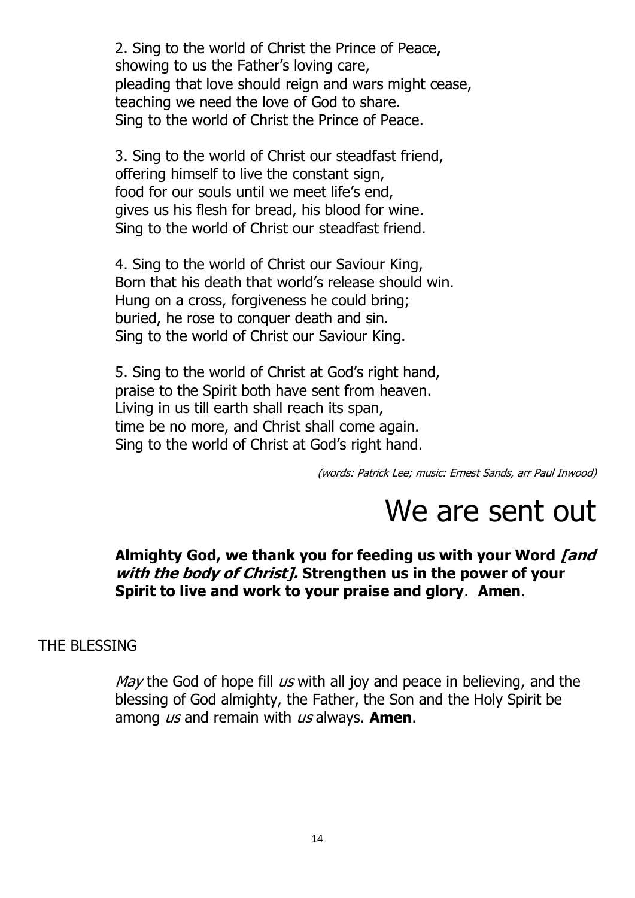2. Sing to the world of Christ the Prince of Peace,
showing to us the Father's loving care,
pleading that love should reign and wars might cease,
teaching we need the love of God to share.
Sing to the world of Christ the Prince of Peace.

3. Sing to the world of Christ our steadfast friend,
offering himself to live the constant sign,
food for our souls until we meet life's end,
gives us his flesh for bread, his blood for wine.
Sing to the world of Christ our steadfast friend.

4. Sing to the world of Christ our Saviour King,
Born that his death that world's release should win.
Hung on a cross, forgiveness he could bring;
buried, he rose to conquer death and sin.
Sing to the world of Christ our Saviour King.

5. Sing to the world of Christ at God's right hand,
praise to the Spirit both have sent from heaven.
Living in us till earth shall reach its span,
time be no more, and Christ shall come again.
Sing to the world of Christ at God's right hand.

*(words: Patrick Lee; music: Ernest Sands, arr Paul Inwood)*

# We are sent out

**Almighty God, we thank you for feeding us with your Word *[and with the body of Christ].* Strengthen us in the power of your Spirit to live and work to your praise and glory**. **Amen**.

THE BLESSING

*May* the God of hope fill *us* with all joy and peace in believing, and the blessing of God almighty, the Father, the Son and the Holy Spirit be among *us* and remain with *us* always. **Amen**.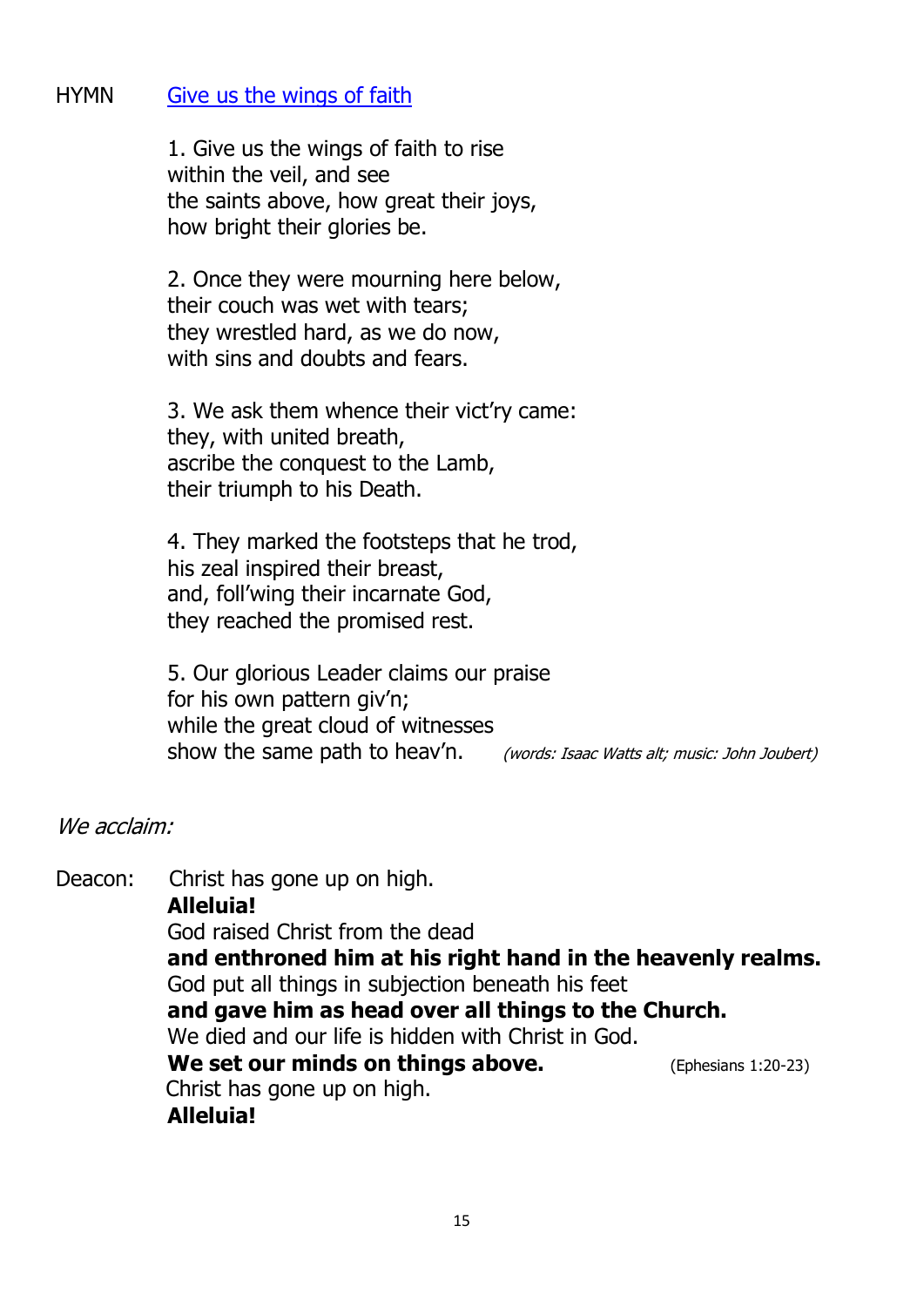HYMN [Give us the wings of faith]

1. Give us the wings of faith to rise  
within the veil, and see  
the saints above, how great their joys,  
how bright their glories be.

2. Once they were mourning here below,  
their couch was wet with tears;  
they wrestled hard, as we do now,  
with sins and doubts and fears.

3. We ask them whence their vict'ry came:  
they, with united breath,  
ascribe the conquest to the Lamb,  
their triumph to his Death.

4. They marked the footsteps that he trod,  
his zeal inspired their breast,  
and, foll'wing their incarnate God,  
they reached the promised rest.

5. Our glorious Leader claims our praise  
for his own pattern giv'n;  
while the great cloud of witnesses  
show the same path to heav'n. *(words: Isaac Watts alt; music: John Joubert)*

*We acclaim:*

Deacon: Christ has gone up on high.  
**Alleluia!**  
God raised Christ from the dead  
**and enthroned him at his right hand in the heavenly realms.**  
God put all things in subjection beneath his feet  
**and gave him as head over all things to the Church.**  
We died and our life is hidden with Christ in God.  
**We set our minds on things above.** (Ephesians 1:20-23)  
Christ has gone up on high.  
**Alleluia!**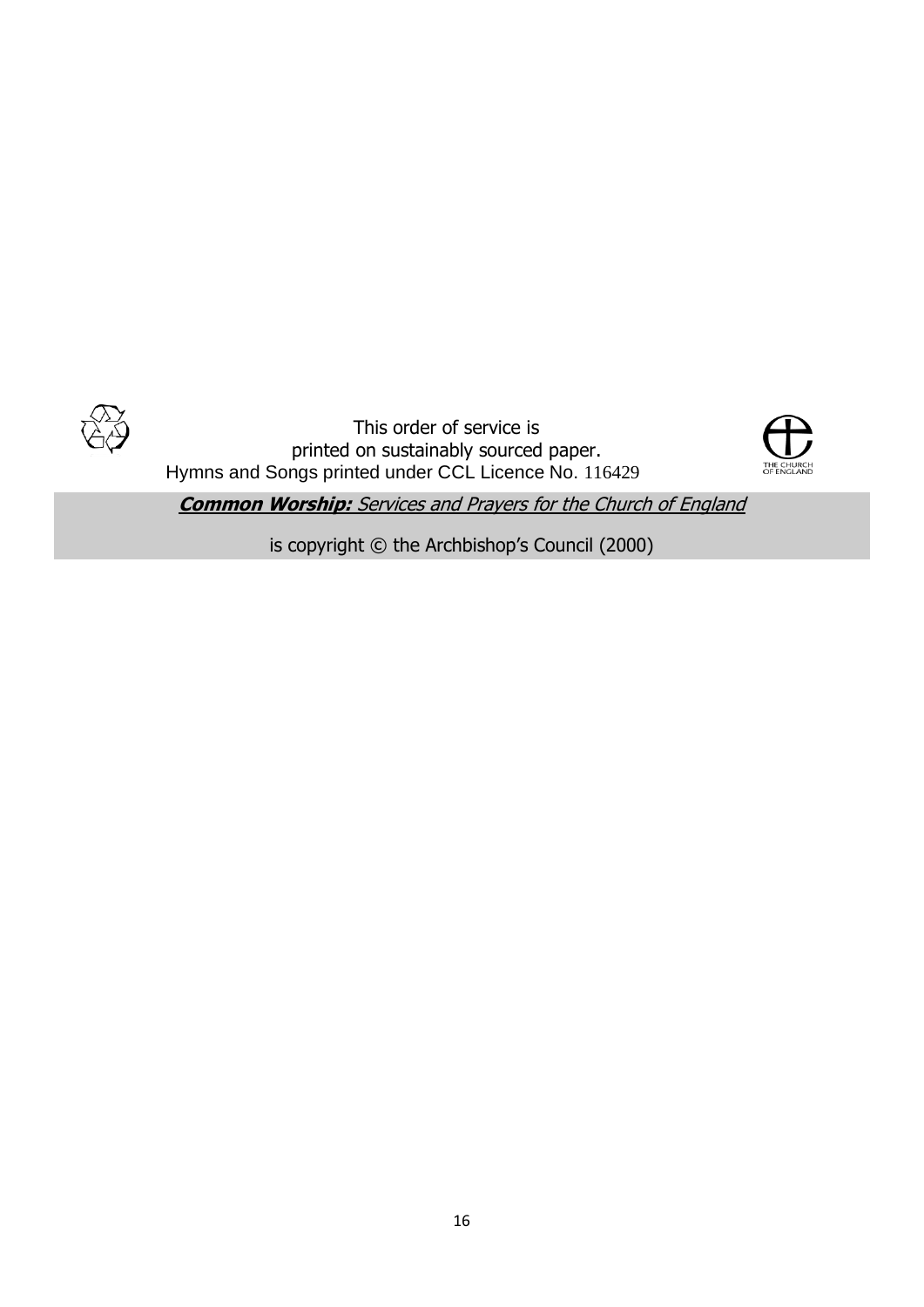This order of service is
printed on sustainably sourced paper.
Hymns and Songs printed under CCL Licence No. 116429

***Common Worship:** Services and Prayers for the Church of England*

is copyright © the Archbishop's Council (2000)